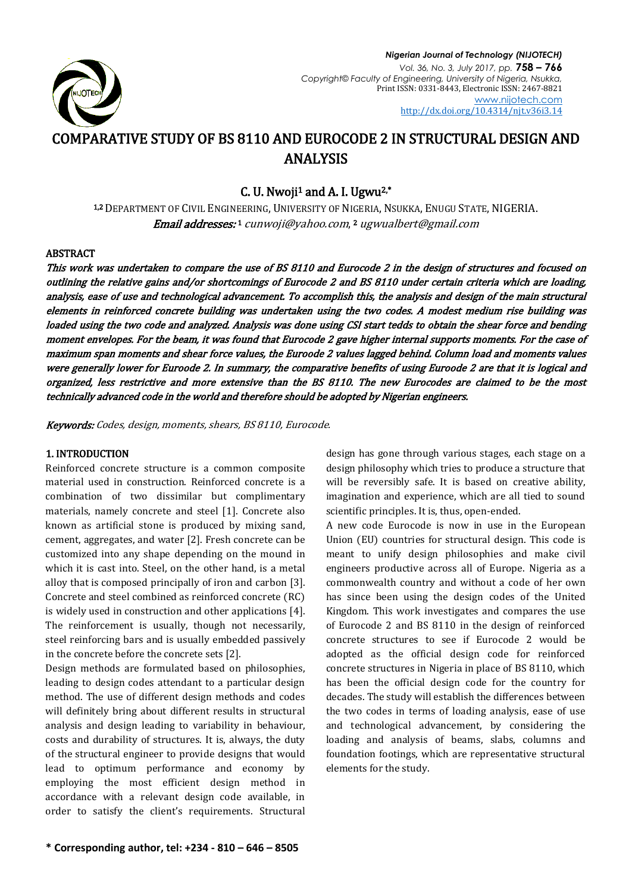# COMPARATIVE STUDY OF BS 8110 AND EUROCODE 2 IN STRUCTURAL DESIGN AND ANALYSIS

**C. U. Nwoji[1] and A. I. Ugwu[2,*]**

[1,2] DEPARTMENT OF CIVIL ENGINEERING, UNIVERSITY OF NIGERIA, NSUKKA, ENUGU STATE, NIGERIA.
*Email addresses:* [1] *cunwoji@yahoo.com*, [2] *ugwualbert@gmail.com*

## ABSTRACT

*This work was undertaken to compare the use of BS 8110 and Eurocode 2 in the design of structures and focused on outlining the relative gains and/or shortcomings of Eurocode 2 and BS 8110 under certain criteria which are loading, analysis, ease of use and technological advancement. To accomplish this, the analysis and design of the main structural elements in reinforced concrete building was undertaken using the two codes. A modest medium rise building was loaded using the two code and analyzed. Analysis was done using CSI start tedds to obtain the shear force and bending moment envelopes. For the beam, it was found that Eurocode 2 gave higher internal supports moments. For the case of maximum span moments and shear force values, the Euroode 2 values lagged behind. Column load and moments values were generally lower for Euroode 2. In summary, the comparative benefits of using Euroode 2 are that it is logical and organized, less restrictive and more extensive than the BS 8110. The new Eurocodes are claimed to be the most technically advanced code in the world and therefore should be adopted by Nigerian engineers.*

*Keywords:* *Codes, design, moments, shears, BS 8110, Eurocode.*

## 1. INTRODUCTION

Reinforced concrete structure is a common composite material used in construction. Reinforced concrete is a combination of two dissimilar but complimentary materials, namely concrete and steel [1]. Concrete also known as artificial stone is produced by mixing sand, cement, aggregates, and water [2]. Fresh concrete can be customized into any shape depending on the mound in which it is cast into. Steel, on the other hand, is a metal alloy that is composed principally of iron and carbon [3]. Concrete and steel combined as reinforced concrete (RC) is widely used in construction and other applications [4]. The reinforcement is usually, though not necessarily, steel reinforcing bars and is usually embedded passively in the concrete before the concrete sets [2].

Design methods are formulated based on philosophies, leading to design codes attendant to a particular design method. The use of different design methods and codes will definitely bring about different results in structural analysis and design leading to variability in behaviour, costs and durability of structures. It is, always, the duty of the structural engineer to provide designs that would lead to optimum performance and economy by employing the most efficient design method in accordance with a relevant design code available, in order to satisfy the client's requirements. Structural design has gone through various stages, each stage on a design philosophy which tries to produce a structure that will be reversibly safe. It is based on creative ability, imagination and experience, which are all tied to sound scientific principles. It is, thus, open-ended.

A new code Eurocode is now in use in the European Union (EU) countries for structural design. This code is meant to unify design philosophies and make civil engineers productive across all of Europe. Nigeria as a commonwealth country and without a code of her own has since been using the design codes of the United Kingdom. This work investigates and compares the use of Eurocode 2 and BS 8110 in the design of reinforced concrete structures to see if Eurocode 2 would be adopted as the official design code for reinforced concrete structures in Nigeria in place of BS 8110, which has been the official design code for the country for decades. The study will establish the differences between the two codes in terms of loading analysis, ease of use and technological advancement, by considering the loading and analysis of beams, slabs, columns and foundation footings, which are representative structural elements for the study.

**\* Corresponding author, tel: +234 - 810 – 646 – 8505**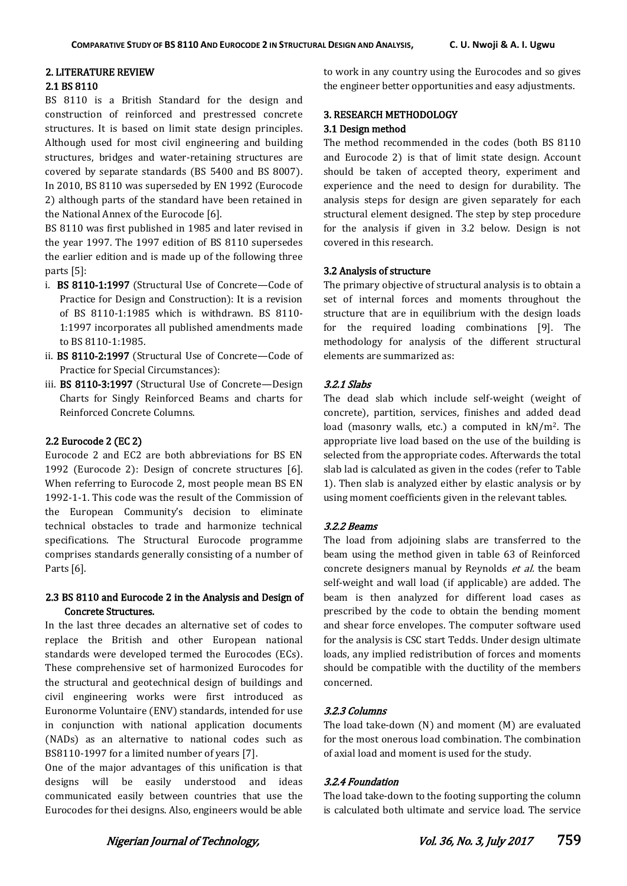## 2. LITERATURE REVIEW

### 2.1 BS 8110

BS 8110 is a British Standard for the design and construction of reinforced and prestressed concrete structures. It is based on limit state design principles. Although used for most civil engineering and building structures, bridges and water-retaining structures are covered by separate standards (BS 5400 and BS 8007). In 2010, BS 8110 was superseded by EN 1992 (Eurocode 2) although parts of the standard have been retained in the National Annex of the Eurocode [6].

BS 8110 was first published in 1985 and later revised in the year 1997. The 1997 edition of BS 8110 supersedes the earlier edition and is made up of the following three parts [5]:

i. **BS 8110-1:1997** (Structural Use of Concrete—Code of Practice for Design and Construction): It is a revision of BS 8110-1:1985 which is withdrawn. BS 8110-1:1997 incorporates all published amendments made to BS 8110-1:1985.
ii. **BS 8110-2:1997** (Structural Use of Concrete—Code of Practice for Special Circumstances):
iii. **BS 8110-3:1997** (Structural Use of Concrete—Design Charts for Singly Reinforced Beams and charts for Reinforced Concrete Columns.

### 2.2 Eurocode 2 (EC 2)

Eurocode 2 and EC2 are both abbreviations for BS EN 1992 (Eurocode 2): Design of concrete structures [6]. When referring to Eurocode 2, most people mean BS EN 1992-1-1. This code was the result of the Commission of the European Community's decision to eliminate technical obstacles to trade and harmonize technical specifications. The Structural Eurocode programme comprises standards generally consisting of a number of Parts [6].

### 2.3 BS 8110 and Eurocode 2 in the Analysis and Design of Concrete Structures.

In the last three decades an alternative set of codes to replace the British and other European national standards were developed termed the Eurocodes (ECs). These comprehensive set of harmonized Eurocodes for the structural and geotechnical design of buildings and civil engineering works were first introduced as Euronorme Voluntaire (ENV) standards, intended for use in conjunction with national application documents (NADs) as an alternative to national codes such as BS8110-1997 for a limited number of years [7].

One of the major advantages of this unification is that designs will be easily understood and ideas communicated easily between countries that use the Eurocodes for thei designs. Also, engineers would be able to work in any country using the Eurocodes and so gives the engineer better opportunities and easy adjustments.

## 3. RESEARCH METHODOLOGY

### 3.1 Design method

The method recommended in the codes (both BS 8110 and Eurocode 2) is that of limit state design. Account should be taken of accepted theory, experiment and experience and the need to design for durability. The analysis steps for design are given separately for each structural element designed. The step by step procedure for the analysis if given in 3.2 below. Design is not covered in this research.

### 3.2 Analysis of structure

The primary objective of structural analysis is to obtain a set of internal forces and moments throughout the structure that are in equilibrium with the design loads for the required loading combinations [9]. The methodology for analysis of the different structural elements are summarized as:

#### *3.2.1 Slabs*

The dead slab which include self-weight (weight of concrete), partition, services, finishes and added dead load (masonry walls, etc.) a computed in kN/m$^2$. The appropriate live load based on the use of the building is selected from the appropriate codes. Afterwards the total slab lad is calculated as given in the codes (refer to Table 1). Then slab is analyzed either by elastic analysis or by using moment coefficients given in the relevant tables.

#### *3.2.2 Beams*

The load from adjoining slabs are transferred to the beam using the method given in table 63 of Reinforced concrete designers manual by Reynolds *et al.* the beam self-weight and wall load (if applicable) are added. The beam is then analyzed for different load cases as prescribed by the code to obtain the bending moment and shear force envelopes. The computer software used for the analysis is CSC start Tedds. Under design ultimate loads, any implied redistribution of forces and moments should be compatible with the ductility of the members concerned.

#### *3.2.3 Columns*

The load take-down (N) and moment (M) are evaluated for the most onerous load combination. The combination of axial load and moment is used for the study.

#### *3.2.4 Foundation*

The load take-down to the footing supporting the column is calculated both ultimate and service load. The service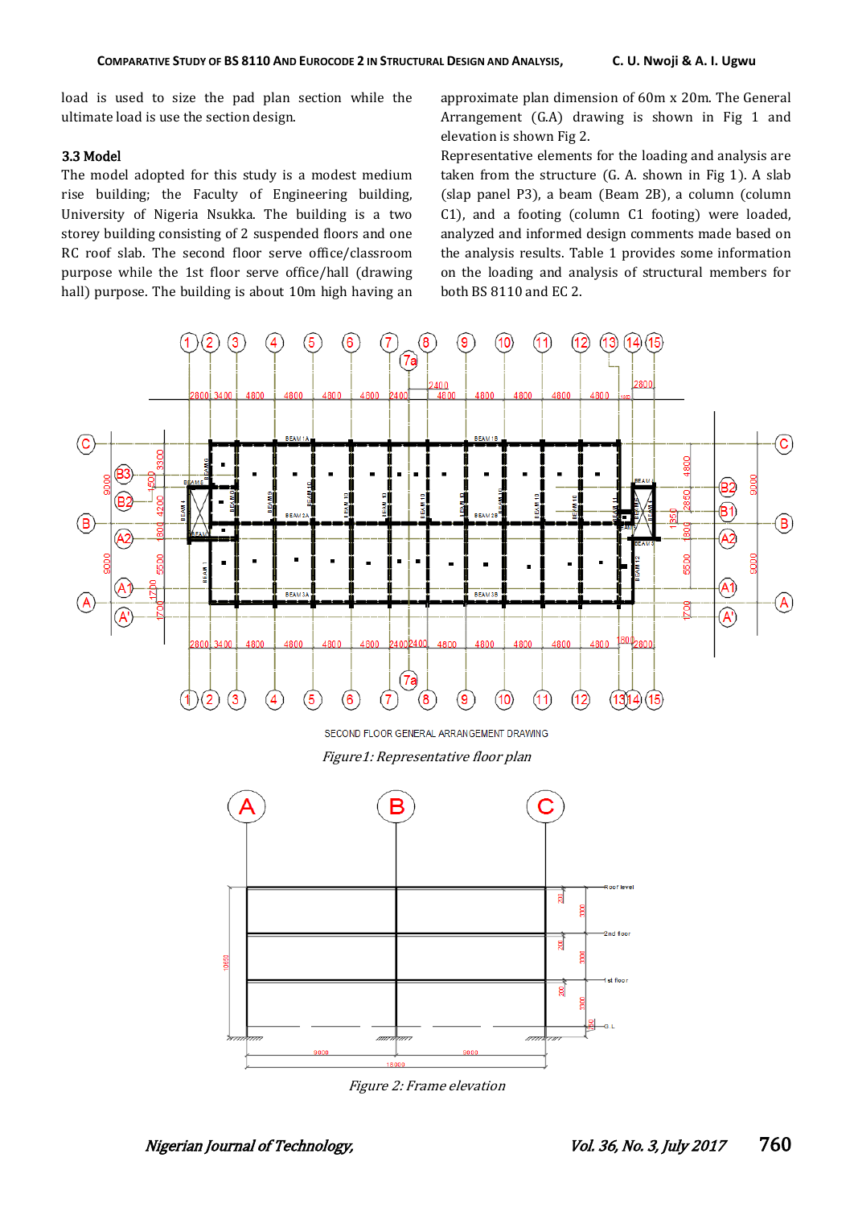load is used to size the pad plan section while the ultimate load is use the section design.

### 3.3 Model

The model adopted for this study is a modest medium rise building; the Faculty of Engineering building, University of Nigeria Nsukka. The building is a two storey building consisting of 2 suspended floors and one RC roof slab. The second floor serve office/classroom purpose while the 1st floor serve office/hall (drawing hall) purpose. The building is about 10m high having an approximate plan dimension of 60m x 20m. The General Arrangement (G.A) drawing is shown in Fig 1 and elevation is shown Fig 2.

Representative elements for the loading and analysis are taken from the structure (G. A. shown in Fig 1). A slab (slap panel P3), a beam (Beam 2B), a column (column C1), and a footing (column C1 footing) were loaded, analyzed and informed design comments made based on the analysis results. Table 1 provides some information on the loading and analysis of structural members for both BS 8110 and EC 2.

SECOND FLOOR GENERAL ARRANGEMENT DRAWING

*Figure1: Representative floor plan*

*Figure 2: Frame elevation*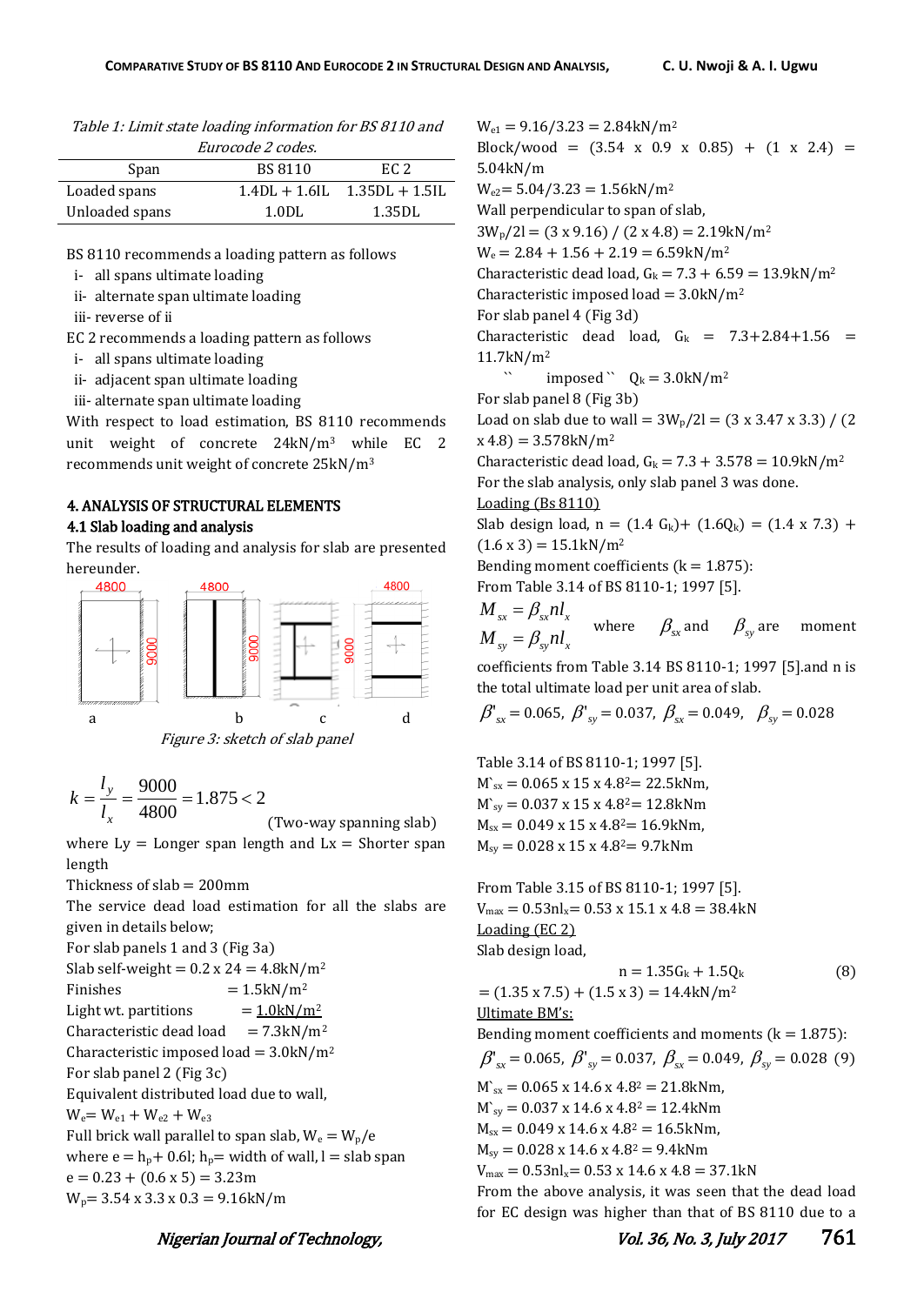*Table 1: Limit state loading information for BS 8110 and Eurocode 2 codes.*

| Span | BS 8110 | EC 2 |
|---|---|---|
| Loaded spans | 1.4DL + 1.6IL | 1.35DL + 1.5IL |
| Unloaded spans | 1.0DL | 1.35DL |

BS 8110 recommends a loading pattern as follows

i- all spans ultimate loading

ii- alternate span ultimate loading

iii- reverse of ii

EC 2 recommends a loading pattern as follows

i- all spans ultimate loading

ii- adjacent span ultimate loading

iii- alternate span ultimate loading

With respect to load estimation, BS 8110 recommends unit weight of concrete 24kN/m³ while EC 2 recommends unit weight of concrete 25kN/m³

## 4. ANALYSIS OF STRUCTURAL ELEMENTS

### 4.1 Slab loading and analysis

The results of loading and analysis for slab are presented hereunder.

*Figure 3: sketch of slab panel*

$$k = \frac{l_y}{l_x} = \frac{9000}{4800} = 1.875 < 2$$

(Two-way spanning slab)

where Ly = Longer span length and Lx = Shorter span length

Thickness of slab = 200mm

The service dead load estimation for all the slabs are given in details below;

For slab panels 1 and 3 (Fig 3a)

Slab self-weight = 0.2 x 24 = 4.8kN/m²

Finishes = 1.5kN/m²

Light wt. partitions = 1.0kN/m²

Characteristic dead load = 7.3kN/m²

Characteristic imposed load = 3.0kN/m²

For slab panel 2 (Fig 3c)

Equivalent distributed load due to wall,

$W_e = W_{e1} + W_{e2} + W_{e3}$

Full brick wall parallel to span slab, $W_e = W_p/e$

where $e = h_p + 0.6l$; $h_p$ = width of wall, l = slab span

e = 0.23 + (0.6 x 5) = 3.23m

$W_p$ = 3.54 x 3.3 x 0.3 = 9.16kN/m

$W_{e1}$ = 9.16/3.23 = 2.84kN/m²

Block/wood = (3.54 x 0.9 x 0.85) + (1 x 2.4) = 5.04kN/m

$W_{e2}$ = 5.04/3.23 = 1.56kN/m²

Wall perpendicular to span of slab,

$3W_p/2l$ = (3 x 9.16) / (2 x 4.8) = 2.19kN/m²

$W_e$ = 2.84 + 1.56 + 2.19 = 6.59kN/m²

Characteristic dead load, $G_k$ = 7.3 + 6.59 = 13.9kN/m²

Characteristic imposed load = 3.0kN/m²

For slab panel 4 (Fig 3d)

Characteristic dead load, $G_k$ = 7.3+2.84+1.56 = 11.7kN/m²

`` imposed `` $Q_k$ = 3.0kN/m²

For slab panel 8 (Fig 3b)

Load on slab due to wall = $3W_p/2l$ = (3 x 3.47 x 3.3) / (2 x 4.8) = 3.578kN/m²

Characteristic dead load, $G_k$ = 7.3 + 3.578 = 10.9kN/m²

For the slab analysis, only slab panel 3 was done.

Loading (Bs 8110)

Slab design load, n = (1.4 $G_k$)+ (1.6$Q_k$) = (1.4 x 7.3) + (1.6 x 3) = 15.1kN/m²

Bending moment coefficients (k = 1.875):

From Table 3.14 of BS 8110-1; 1997 [5].

$$M_{sx} = \beta_{sx} n l_x$$
$$M_{sy} = \beta_{sy} n l_x$$

where $\beta_{sx}$ and $\beta_{sy}$ are moment coefficients from Table 3.14 BS 8110-1; 1997 [5].and n is the total ultimate load per unit area of slab.

$\beta'_{sx} = 0.065$, $\beta'_{sy} = 0.037$, $\beta_{sx} = 0.049$, $\beta_{sy} = 0.028$

Table 3.14 of BS 8110-1; 1997 [5].

M`sx = 0.065 x 15 x 4.8²= 22.5kNm,

M`sy = 0.037 x 15 x 4.8²= 12.8kNm

$M_{sx}$ = 0.049 x 15 x 4.8²= 16.9kNm,

$M_{sy}$ = 0.028 x 15 x 4.8²= 9.7kNm

From Table 3.15 of BS 8110-1; 1997 [5].

$V_{max} = 0.53nl_x$= 0.53 x 15.1 x 4.8 = 38.4kN

Loading (EC 2)

Slab design load,

$$n = 1.35G_k + 1.5Q_k \tag{8}$$

= (1.35 x 7.5) + (1.5 x 3) = 14.4kN/m²

Ultimate BM's:

Bending moment coefficients and moments (k = 1.875):

$$\beta'_{sx} = 0.065,\ \beta'_{sy} = 0.037,\ \beta_{sx} = 0.049,\ \beta_{sy} = 0.028 \tag{9}$$

M`sx = 0.065 x 14.6 x 4.8² = 21.8kNm,

M`sy = 0.037 x 14.6 x 4.8² = 12.4kNm

$M_{sx}$ = 0.049 x 14.6 x 4.8² = 16.5kNm,

$M_{sy}$ = 0.028 x 14.6 x 4.8² = 9.4kNm

$V_{max} = 0.53nl_x$= 0.53 x 14.6 x 4.8 = 37.1kN

From the above analysis, it was seen that the dead load for EC design was higher than that of BS 8110 due to a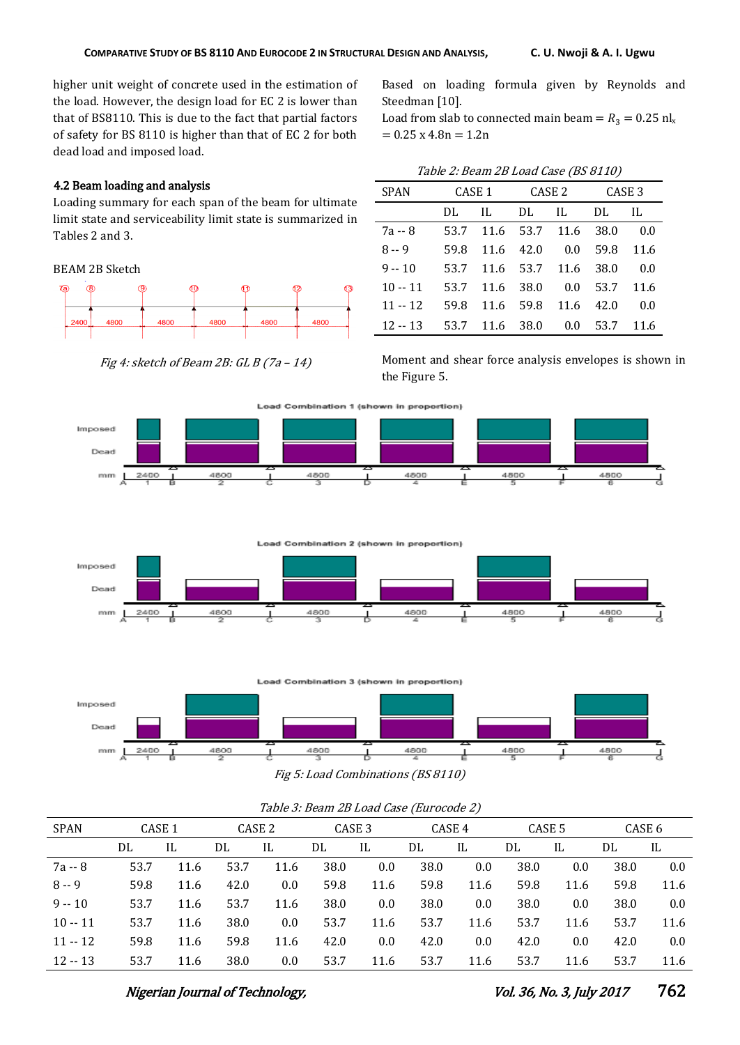higher unit weight of concrete used in the estimation of the load. However, the design load for EC 2 is lower than that of BS8110. This is due to the fact that partial factors of safety for BS 8110 is higher than that of EC 2 for both dead load and imposed load.

### 4.2 Beam loading and analysis

Loading summary for each span of the beam for ultimate limit state and serviceability limit state is summarized in Tables 2 and 3.

BEAM 2B Sketch

*Fig 4: sketch of Beam 2B: GL B (7a – 14)*

Based on loading formula given by Reynolds and Steedman [10].

Load from slab to connected main beam = $R_3$ = 0.25 n$l_x$ = 0.25 x 4.8n = 1.2n

*Table 2: Beam 2B Load Case (BS 8110)*

| SPAN | CASE 1 | | CASE 2 | | CASE 3 | |
|---|---|---|---|---|---|---|
| | DL | IL | DL | IL | DL | IL |
| 7a -- 8 | 53.7 | 11.6 | 53.7 | 11.6 | 38.0 | 0.0 |
| 8 -- 9 | 59.8 | 11.6 | 42.0 | 0.0 | 59.8 | 11.6 |
| 9 -- 10 | 53.7 | 11.6 | 53.7 | 11.6 | 38.0 | 0.0 |
| 10 -- 11 | 53.7 | 11.6 | 38.0 | 0.0 | 53.7 | 11.6 |
| 11 -- 12 | 59.8 | 11.6 | 59.8 | 11.6 | 42.0 | 0.0 |
| 12 -- 13 | 53.7 | 11.6 | 38.0 | 0.0 | 53.7 | 11.6 |

Moment and shear force analysis envelopes is shown in the Figure 5.

*Fig 5: Load Combinations (BS 8110)*

*Table 3: Beam 2B Load Case (Eurocode 2)*

| SPAN | CASE 1 | | CASE 2 | | CASE 3 | | CASE 4 | | CASE 5 | | CASE 6 | |
|---|---|---|---|---|---|---|---|---|---|---|---|---|
| | DL | IL | DL | IL | DL | IL | DL | IL | DL | IL | DL | IL |
| 7a -- 8 | 53.7 | 11.6 | 53.7 | 11.6 | 38.0 | 0.0 | 38.0 | 0.0 | 38.0 | 0.0 | 38.0 | 0.0 |
| 8 -- 9 | 59.8 | 11.6 | 42.0 | 0.0 | 59.8 | 11.6 | 59.8 | 11.6 | 59.8 | 11.6 | 59.8 | 11.6 |
| 9 -- 10 | 53.7 | 11.6 | 53.7 | 11.6 | 38.0 | 0.0 | 38.0 | 0.0 | 38.0 | 0.0 | 38.0 | 0.0 |
| 10 -- 11 | 53.7 | 11.6 | 38.0 | 0.0 | 53.7 | 11.6 | 53.7 | 11.6 | 53.7 | 11.6 | 53.7 | 11.6 |
| 11 -- 12 | 59.8 | 11.6 | 59.8 | 11.6 | 42.0 | 0.0 | 42.0 | 0.0 | 42.0 | 0.0 | 42.0 | 0.0 |
| 12 -- 13 | 53.7 | 11.6 | 38.0 | 0.0 | 53.7 | 11.6 | 53.7 | 11.6 | 53.7 | 11.6 | 53.7 | 11.6 |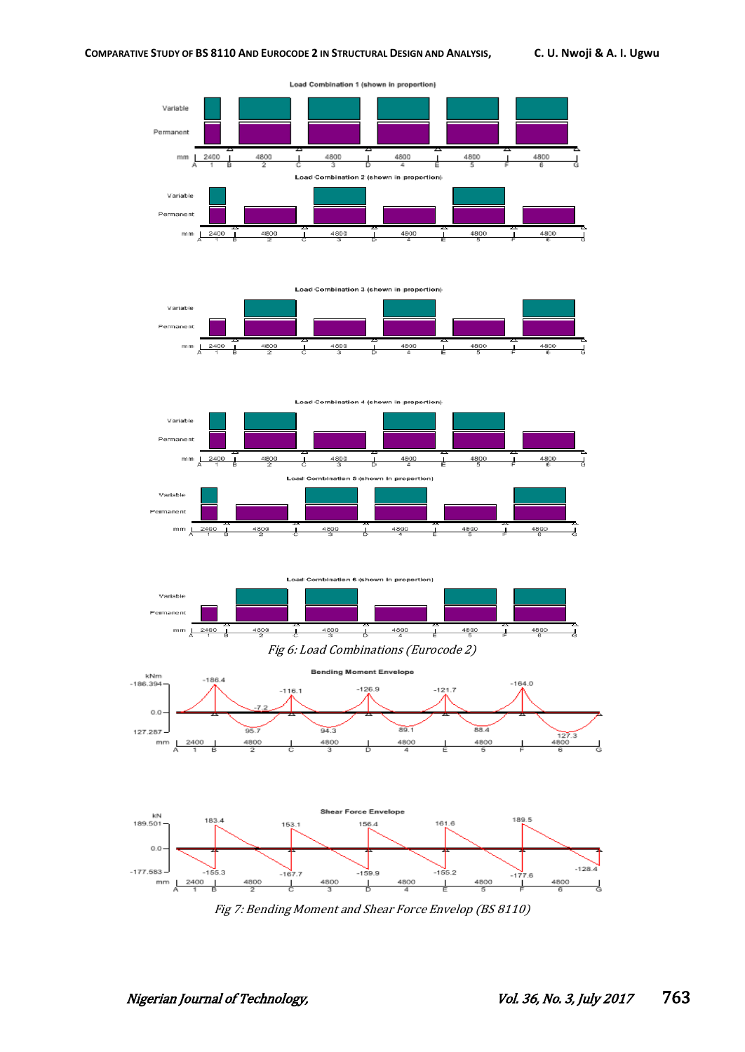Load Combination 1 (shown in proportion)

Load Combination 2 (shown in proportion)

Load Combination 3 (shown in proportion)

Load Combination 4 (shown in proportion)

Load Combination 5 (shown in proportion)

Load Combination 6 (shown in proportion)

*Fig 6: Load Combinations (Eurocode 2)*

Bending Moment Envelope

Shear Force Envelope

*Fig 7: Bending Moment and Shear Force Envelop (BS 8110)*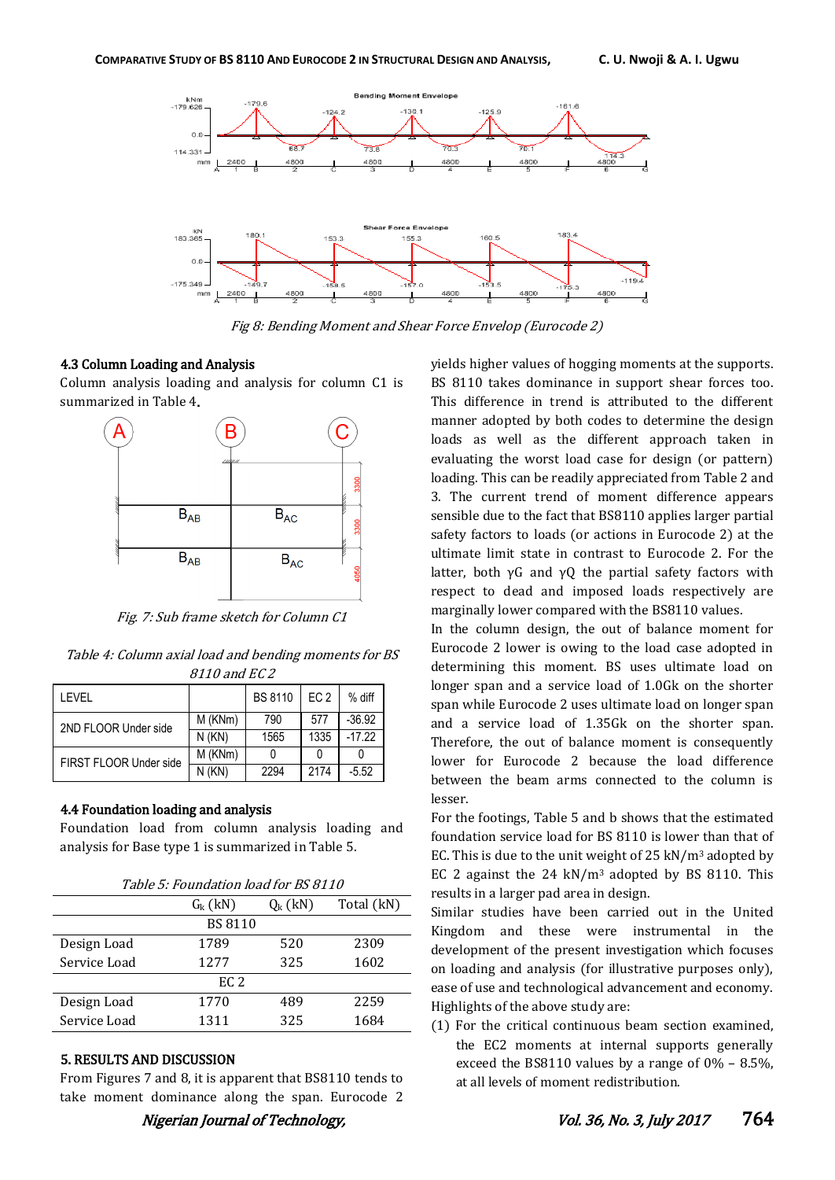Fig 8: Bending Moment and Shear Force Envelop (Eurocode 2)

### 4.3 Column Loading and Analysis

Column analysis loading and analysis for column C1 is summarized in Table 4.

Fig. 7: Sub frame sketch for Column C1

*Table 4: Column axial load and bending moments for BS 8110 and EC2*

| LEVEL | | BS 8110 | EC 2 | % diff |
|---|---|---|---|---|
| 2ND FLOOR Under side | M (KNm) | 790 | 577 | -36.92 |
| | N (KN) | 1565 | 1335 | -17.22 |
| FIRST FLOOR Under side | M (KNm) | 0 | 0 | 0 |
| | N (KN) | 2294 | 2174 | -5.52 |

### 4.4 Foundation loading and analysis

Foundation load from column analysis loading and analysis for Base type 1 is summarized in Table 5.

*Table 5: Foundation load for BS 8110*

| | $G_k$ (kN) | $Q_k$ (kN) | Total (kN) |
|---|---|---|---|
| | BS 8110 | | |
| Design Load | 1789 | 520 | 2309 |
| Service Load | 1277 | 325 | 1602 |
| | EC 2 | | |
| Design Load | 1770 | 489 | 2259 |
| Service Load | 1311 | 325 | 1684 |

## 5. RESULTS AND DISCUSSION

From Figures 7 and 8, it is apparent that BS8110 tends to take moment dominance along the span. Eurocode 2 yields higher values of hogging moments at the supports. BS 8110 takes dominance in support shear forces too. This difference in trend is attributed to the different manner adopted by both codes to determine the design loads as well as the different approach taken in evaluating the worst load case for design (or pattern) loading. This can be readily appreciated from Table 2 and 3. The current trend of moment difference appears sensible due to the fact that BS8110 applies larger partial safety factors to loads (or actions in Eurocode 2) at the ultimate limit state in contrast to Eurocode 2. For the latter, both $\gamma G$ and $\gamma Q$ the partial safety factors with respect to dead and imposed loads respectively are marginally lower compared with the BS8110 values.

In the column design, the out of balance moment for Eurocode 2 lower is owing to the load case adopted in determining this moment. BS uses ultimate load on longer span and a service load of 1.0Gk on the shorter span while Eurocode 2 uses ultimate load on longer span and a service load of 1.35Gk on the shorter span. Therefore, the out of balance moment is consequently lower for Eurocode 2 because the load difference between the beam arms connected to the column is lesser.

For the footings, Table 5 and b shows that the estimated foundation service load for BS 8110 is lower than that of EC. This is due to the unit weight of 25 kN/m$^3$ adopted by EC 2 against the 24 kN/m$^3$ adopted by BS 8110. This results in a larger pad area in design.

Similar studies have been carried out in the United Kingdom and these were instrumental in the development of the present investigation which focuses on loading and analysis (for illustrative purposes only), ease of use and technological advancement and economy.

Highlights of the above study are:

(1) For the critical continuous beam section examined, the EC2 moments at internal supports generally exceed the BS8110 values by a range of 0% – 8.5%, at all levels of moment redistribution.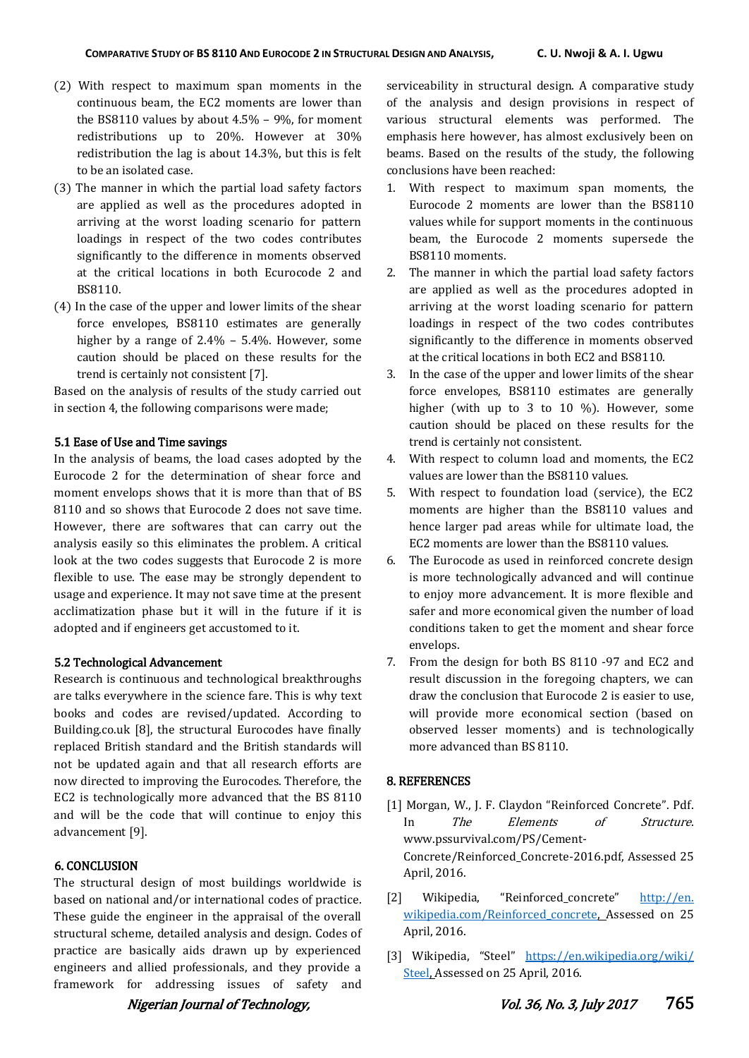(2) With respect to maximum span moments in the continuous beam, the EC2 moments are lower than the BS8110 values by about 4.5% – 9%, for moment redistributions up to 20%. However at 30% redistribution the lag is about 14.3%, but this is felt to be an isolated case.

(3) The manner in which the partial load safety factors are applied as well as the procedures adopted in arriving at the worst loading scenario for pattern loadings in respect of the two codes contributes significantly to the difference in moments observed at the critical locations in both Ecurocode 2 and BS8110.

(4) In the case of the upper and lower limits of the shear force envelopes, BS8110 estimates are generally higher by a range of 2.4% – 5.4%. However, some caution should be placed on these results for the trend is certainly not consistent [7].

Based on the analysis of results of the study carried out in section 4, the following comparisons were made;

### 5.1 Ease of Use and Time savings

In the analysis of beams, the load cases adopted by the Eurocode 2 for the determination of shear force and moment envelops shows that it is more than that of BS 8110 and so shows that Eurocode 2 does not save time. However, there are softwares that can carry out the analysis easily so this eliminates the problem. A critical look at the two codes suggests that Eurocode 2 is more flexible to use. The ease may be strongly dependent to usage and experience. It may not save time at the present acclimatization phase but it will in the future if it is adopted and if engineers get accustomed to it.

### 5.2 Technological Advancement

Research is continuous and technological breakthroughs are talks everywhere in the science fare. This is why text books and codes are revised/updated. According to Building.co.uk [8], the structural Eurocodes have finally replaced British standard and the British standards will not be updated again and that all research efforts are now directed to improving the Eurocodes. Therefore, the EC2 is technologically more advanced that the BS 8110 and will be the code that will continue to enjoy this advancement [9].

## 6. CONCLUSION

The structural design of most buildings worldwide is based on national and/or international codes of practice. These guide the engineer in the appraisal of the overall structural scheme, detailed analysis and design. Codes of practice are basically aids drawn up by experienced engineers and allied professionals, and they provide a framework for addressing issues of safety and serviceability in structural design. A comparative study of the analysis and design provisions in respect of various structural elements was performed. The emphasis here however, has almost exclusively been on beams. Based on the results of the study, the following conclusions have been reached:

1. With respect to maximum span moments, the Eurocode 2 moments are lower than the BS8110 values while for support moments in the continuous beam, the Eurocode 2 moments supersede the BS8110 moments.
2. The manner in which the partial load safety factors are applied as well as the procedures adopted in arriving at the worst loading scenario for pattern loadings in respect of the two codes contributes significantly to the difference in moments observed at the critical locations in both EC2 and BS8110.
3. In the case of the upper and lower limits of the shear force envelopes, BS8110 estimates are generally higher (with up to 3 to 10 %). However, some caution should be placed on these results for the trend is certainly not consistent.
4. With respect to column load and moments, the EC2 values are lower than the BS8110 values.
5. With respect to foundation load (service), the EC2 moments are higher than the BS8110 values and hence larger pad areas while for ultimate load, the EC2 moments are lower than the BS8110 values.
6. The Eurocode as used in reinforced concrete design is more technologically advanced and will continue to enjoy more advancement. It is more flexible and safer and more economical given the number of load conditions taken to get the moment and shear force envelops.
7. From the design for both BS 8110 -97 and EC2 and result discussion in the foregoing chapters, we can draw the conclusion that Eurocode 2 is easier to use, will provide more economical section (based on observed lesser moments) and is technologically more advanced than BS 8110.

## 8. REFERENCES

[1] Morgan, W., J. F. Claydon "Reinforced Concrete". Pdf. In *The Elements of Structure*. www.pssurvival.com/PS/Cement-Concrete/Reinforced_Concrete-2016.pdf, Assessed 25 April, 2016.

[2] Wikipedia, "Reinforced_concrete" http://en.wikipedia.com/Reinforced_concrete, Assessed on 25 April, 2016.

[3] Wikipedia, "Steel" https://en.wikipedia.org/wiki/Steel, Assessed on 25 April, 2016.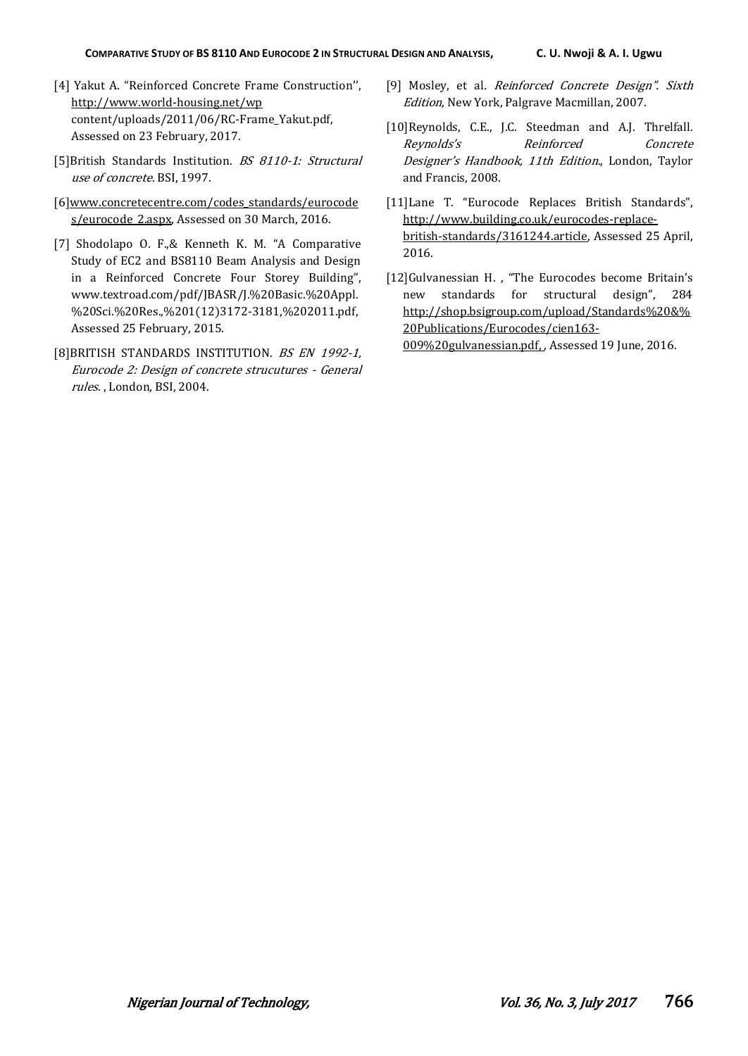[4] Yakut A. "Reinforced Concrete Frame Construction'', http://www.world-housing.net/wp content/uploads/2011/06/RC-Frame_Yakut.pdf, Assessed on 23 February, 2017.

[5]British Standards Institution. *BS 8110-1: Structural use of concrete*. BSI, 1997.

[6]www.concretecentre.com/codes_standards/eurocodes/eurocode_2.aspx, Assessed on 30 March, 2016.

[7] Shodolapo O. F.,& Kenneth K. M. "A Comparative Study of EC2 and BS8110 Beam Analysis and Design in a Reinforced Concrete Four Storey Building", www.textroad.com/pdf/JBASR/J.%20Basic.%20Appl.%20Sci.%20Res.,%201(12)3172-3181,%202011.pdf, Assessed 25 February, 2015.

[8]BRITISH STANDARDS INSTITUTION. *BS EN 1992-1, Eurocode 2: Design of concrete strucutures - General rules.* , London, BSI, 2004.

[9] Mosley, et al. *Reinforced Concrete Design". Sixth Edition*, New York, Palgrave Macmillan, 2007.

[10]Reynolds, C.E., J.C. Steedman and A.J. Threlfall. *Reynolds's Reinforced Concrete Designer's Handbook, 11th Edition*., London, Taylor and Francis, 2008.

[11]Lane T. "Eurocode Replaces British Standards", http://www.building.co.uk/eurocodes-replace-british-standards/3161244.article, Assessed 25 April, 2016.

[12]Gulvanessian H. , "The Eurocodes become Britain's new standards for structural design", 284 http://shop.bsigroup.com/upload/Standards%20&%20Publications/Eurocodes/cien163-009%20gulvanessian.pdf, , Assessed 19 June, 2016.